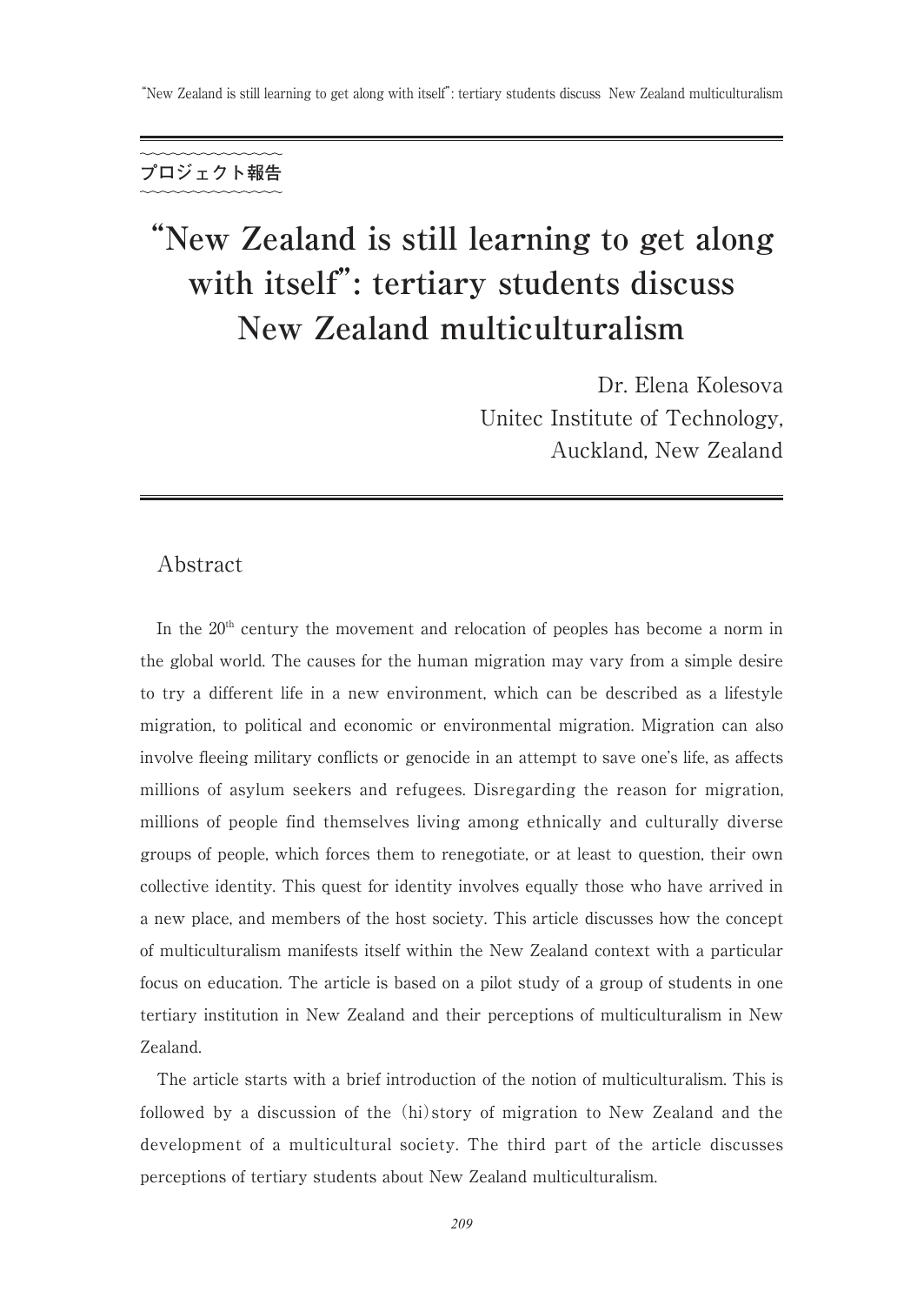プロジェクト報告

# "New Zealand is still learning to get along with itself": tertiary students discuss New Zealand multiculturalism

Dr. Elena Kolesova
Unitec Institute of Technology,
Auckland, New Zealand

## Abstract

In the 20th century the movement and relocation of peoples has become a norm in the global world. The causes for the human migration may vary from a simple desire to try a different life in a new environment, which can be described as a lifestyle migration, to political and economic or environmental migration. Migration can also involve fleeing military conflicts or genocide in an attempt to save one's life, as affects millions of asylum seekers and refugees. Disregarding the reason for migration, millions of people find themselves living among ethnically and culturally diverse groups of people, which forces them to renegotiate, or at least to question, their own collective identity. This quest for identity involves equally those who have arrived in a new place, and members of the host society. This article discusses how the concept of multiculturalism manifests itself within the New Zealand context with a particular focus on education. The article is based on a pilot study of a group of students in one tertiary institution in New Zealand and their perceptions of multiculturalism in New Zealand.

The article starts with a brief introduction of the notion of multiculturalism. This is followed by a discussion of the (hi)story of migration to New Zealand and the development of a multicultural society. The third part of the article discusses perceptions of tertiary students about New Zealand multiculturalism.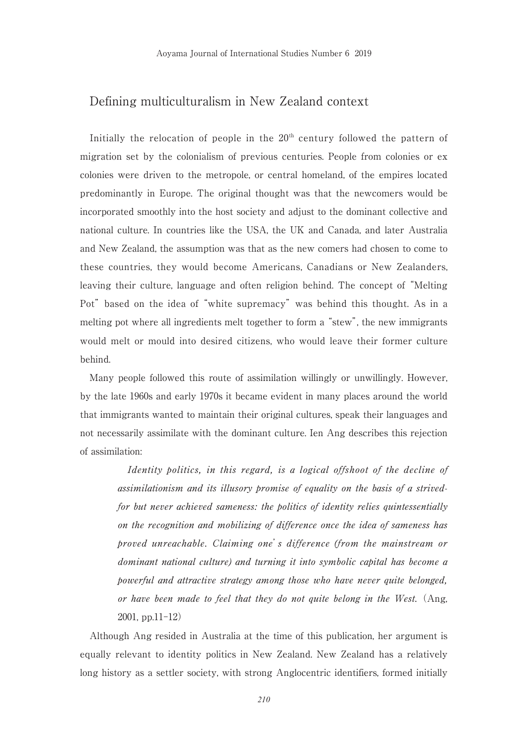## Defining multiculturalism in New Zealand context

Initially the relocation of people in the 20th century followed the pattern of migration set by the colonialism of previous centuries. People from colonies or ex colonies were driven to the metropole, or central homeland, of the empires located predominantly in Europe. The original thought was that the newcomers would be incorporated smoothly into the host society and adjust to the dominant collective and national culture. In countries like the USA, the UK and Canada, and later Australia and New Zealand, the assumption was that as the new comers had chosen to come to these countries, they would become Americans, Canadians or New Zealanders, leaving their culture, language and often religion behind. The concept of "Melting Pot" based on the idea of "white supremacy" was behind this thought. As in a melting pot where all ingredients melt together to form a "stew", the new immigrants would melt or mould into desired citizens, who would leave their former culture behind.

Many people followed this route of assimilation willingly or unwillingly. However, by the late 1960s and early 1970s it became evident in many places around the world that immigrants wanted to maintain their original cultures, speak their languages and not necessarily assimilate with the dominant culture. Ien Ang describes this rejection of assimilation:

> *Identity politics, in this regard, is a logical offshoot of the decline of assimilationism and its illusory promise of equality on the basis of a strived-for but never achieved sameness: the politics of identity relies quintessentially on the recognition and mobilizing of difference once the idea of sameness has proved unreachable. Claiming one's difference (from the mainstream or dominant national culture) and turning it into symbolic capital has become a powerful and attractive strategy among those who have never quite belonged, or have been made to feel that they do not quite belong in the West.* (Ang, 2001, pp.11-12)

Although Ang resided in Australia at the time of this publication, her argument is equally relevant to identity politics in New Zealand. New Zealand has a relatively long history as a settler society, with strong Anglocentric identifiers, formed initially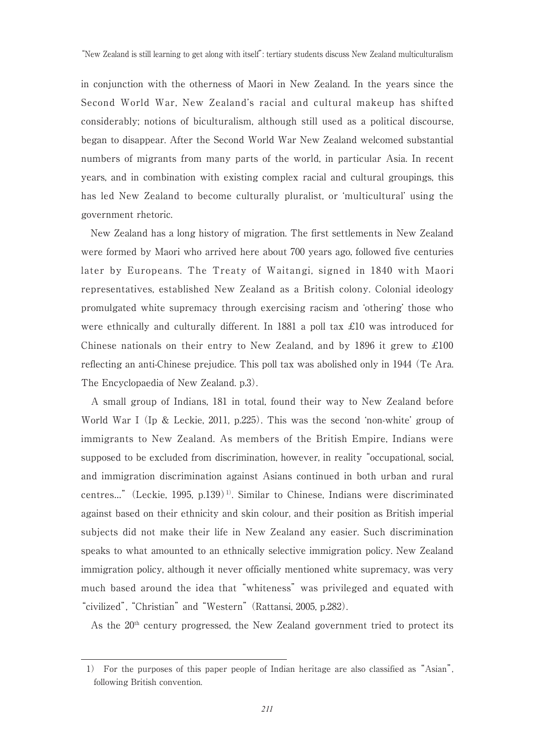in conjunction with the otherness of Maori in New Zealand. In the years since the Second World War, New Zealand's racial and cultural makeup has shifted considerably; notions of biculturalism, although still used as a political discourse, began to disappear. After the Second World War New Zealand welcomed substantial numbers of migrants from many parts of the world, in particular Asia. In recent years, and in combination with existing complex racial and cultural groupings, this has led New Zealand to become culturally pluralist, or 'multicultural' using the government rhetoric.

New Zealand has a long history of migration. The first settlements in New Zealand were formed by Maori who arrived here about 700 years ago, followed five centuries later by Europeans. The Treaty of Waitangi, signed in 1840 with Maori representatives, established New Zealand as a British colony. Colonial ideology promulgated white supremacy through exercising racism and 'othering' those who were ethnically and culturally different. In 1881 a poll tax £10 was introduced for Chinese nationals on their entry to New Zealand, and by 1896 it grew to £100 reflecting an anti-Chinese prejudice. This poll tax was abolished only in 1944 (Te Ara. The Encyclopaedia of New Zealand. p.3).

A small group of Indians, 181 in total, found their way to New Zealand before World War I (Ip & Leckie, 2011, p.225). This was the second 'non-white' group of immigrants to New Zealand. As members of the British Empire, Indians were supposed to be excluded from discrimination, however, in reality "occupational, social, and immigration discrimination against Asians continued in both urban and rural centres..." (Leckie, 1995, p.139)[1]. Similar to Chinese, Indians were discriminated against based on their ethnicity and skin colour, and their position as British imperial subjects did not make their life in New Zealand any easier. Such discrimination speaks to what amounted to an ethnically selective immigration policy. New Zealand immigration policy, although it never officially mentioned white supremacy, was very much based around the idea that "whiteness" was privileged and equated with "civilized", "Christian" and "Western" (Rattansi, 2005, p.282).

As the 20th century progressed, the New Zealand government tried to protect its

1) For the purposes of this paper people of Indian heritage are also classified as "Asian", following British convention.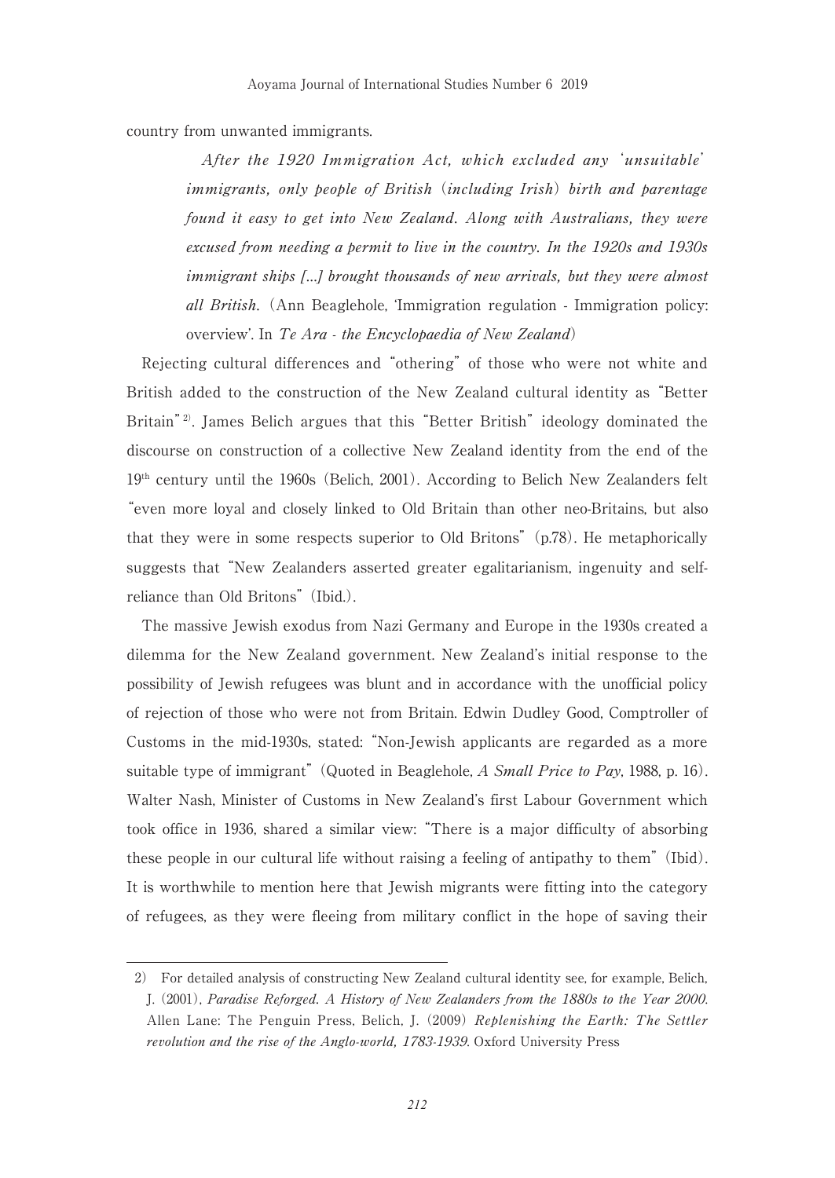country from unwanted immigrants.

> *After the 1920 Immigration Act, which excluded any 'unsuitable' immigrants, only people of British (including Irish) birth and parentage found it easy to get into New Zealand. Along with Australians, they were excused from needing a permit to live in the country. In the 1920s and 1930s immigrant ships [...] brought thousands of new arrivals, but they were almost all British.* (Ann Beaglehole, 'Immigration regulation - Immigration policy: overview'. In *Te Ara - the Encyclopaedia of New Zealand*)

Rejecting cultural differences and "othering" of those who were not white and British added to the construction of the New Zealand cultural identity as "Better Britain"[2]. James Belich argues that this "Better British" ideology dominated the discourse on construction of a collective New Zealand identity from the end of the 19th century until the 1960s (Belich, 2001). According to Belich New Zealanders felt "even more loyal and closely linked to Old Britain than other neo-Britains, but also that they were in some respects superior to Old Britons" (p.78). He metaphorically suggests that "New Zealanders asserted greater egalitarianism, ingenuity and self-reliance than Old Britons" (Ibid.).

The massive Jewish exodus from Nazi Germany and Europe in the 1930s created a dilemma for the New Zealand government. New Zealand's initial response to the possibility of Jewish refugees was blunt and in accordance with the unofficial policy of rejection of those who were not from Britain. Edwin Dudley Good, Comptroller of Customs in the mid-1930s, stated: "Non-Jewish applicants are regarded as a more suitable type of immigrant" (Quoted in Beaglehole, *A Small Price to Pay*, 1988, p. 16). Walter Nash, Minister of Customs in New Zealand's first Labour Government which took office in 1936, shared a similar view: "There is a major difficulty of absorbing these people in our cultural life without raising a feeling of antipathy to them" (Ibid). It is worthwhile to mention here that Jewish migrants were fitting into the category of refugees, as they were fleeing from military conflict in the hope of saving their

---

2) For detailed analysis of constructing New Zealand cultural identity see, for example, Belich, J. (2001), *Paradise Reforged. A History of New Zealanders from the 1880s to the Year 2000*. Allen Lane: The Penguin Press, Belich, J. (2009) *Replenishing the Earth: The Settler revolution and the rise of the Anglo-world, 1783-1939*. Oxford University Press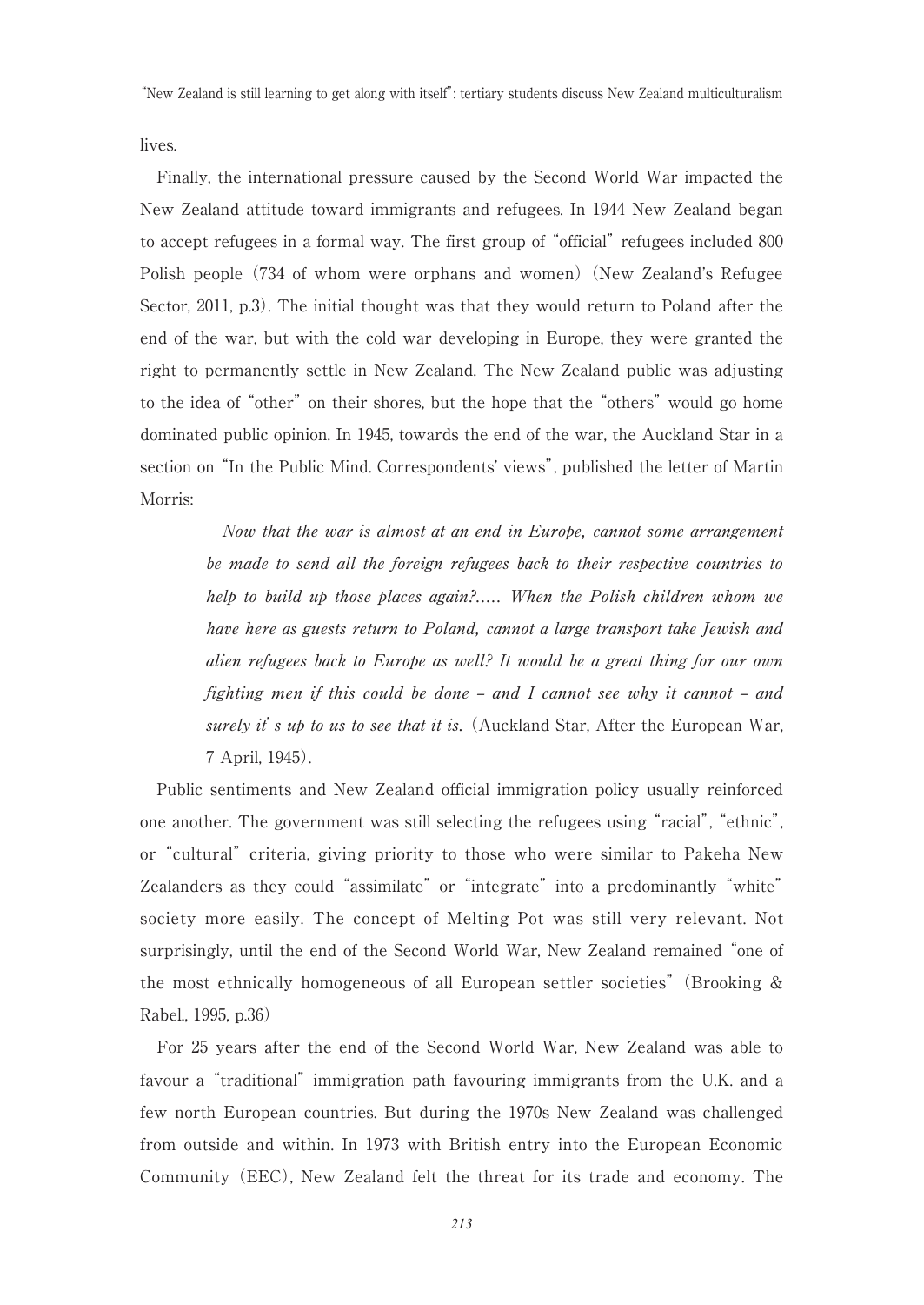lives.

Finally, the international pressure caused by the Second World War impacted the New Zealand attitude toward immigrants and refugees. In 1944 New Zealand began to accept refugees in a formal way. The first group of "official" refugees included 800 Polish people (734 of whom were orphans and women) (New Zealand's Refugee Sector, 2011, p.3). The initial thought was that they would return to Poland after the end of the war, but with the cold war developing in Europe, they were granted the right to permanently settle in New Zealand. The New Zealand public was adjusting to the idea of "other" on their shores, but the hope that the "others" would go home dominated public opinion. In 1945, towards the end of the war, the Auckland Star in a section on "In the Public Mind. Correspondents' views", published the letter of Martin Morris:

> *Now that the war is almost at an end in Europe, cannot some arrangement be made to send all the foreign refugees back to their respective countries to help to build up those places again?..... When the Polish children whom we have here as guests return to Poland, cannot a large transport take Jewish and alien refugees back to Europe as well? It would be a great thing for our own fighting men if this could be done – and I cannot see why it cannot – and surely it' s up to us to see that it is.* (Auckland Star, After the European War, 7 April, 1945).

Public sentiments and New Zealand official immigration policy usually reinforced one another. The government was still selecting the refugees using "racial", "ethnic", or "cultural" criteria, giving priority to those who were similar to Pakeha New Zealanders as they could "assimilate" or "integrate" into a predominantly "white" society more easily. The concept of Melting Pot was still very relevant. Not surprisingly, until the end of the Second World War, New Zealand remained "one of the most ethnically homogeneous of all European settler societies" (Brooking & Rabel., 1995, p.36)

For 25 years after the end of the Second World War, New Zealand was able to favour a "traditional" immigration path favouring immigrants from the U.K. and a few north European countries. But during the 1970s New Zealand was challenged from outside and within. In 1973 with British entry into the European Economic Community (EEC), New Zealand felt the threat for its trade and economy. The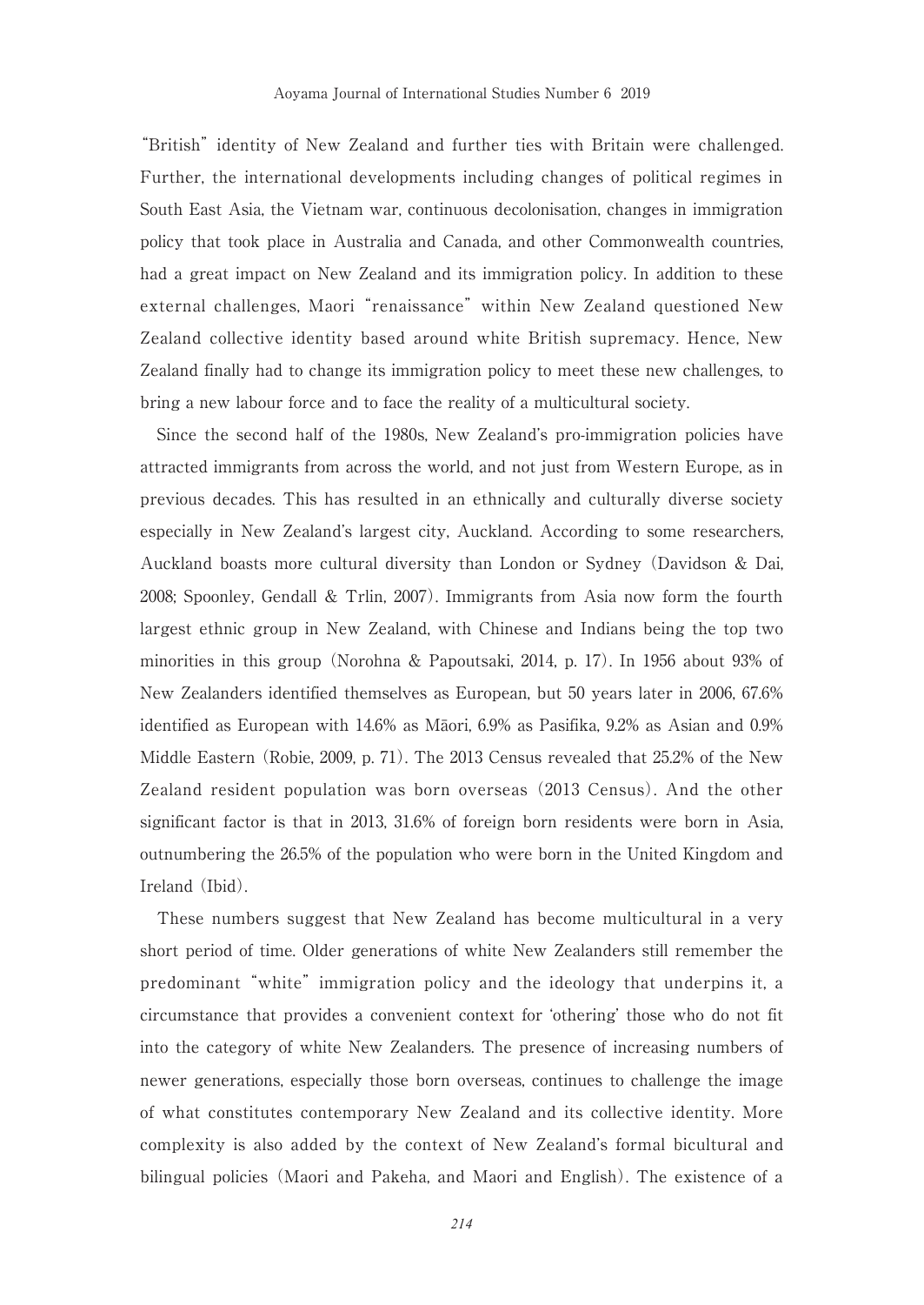"British" identity of New Zealand and further ties with Britain were challenged. Further, the international developments including changes of political regimes in South East Asia, the Vietnam war, continuous decolonisation, changes in immigration policy that took place in Australia and Canada, and other Commonwealth countries, had a great impact on New Zealand and its immigration policy. In addition to these external challenges, Maori "renaissance" within New Zealand questioned New Zealand collective identity based around white British supremacy. Hence, New Zealand finally had to change its immigration policy to meet these new challenges, to bring a new labour force and to face the reality of a multicultural society.

Since the second half of the 1980s, New Zealand's pro-immigration policies have attracted immigrants from across the world, and not just from Western Europe, as in previous decades. This has resulted in an ethnically and culturally diverse society especially in New Zealand's largest city, Auckland. According to some researchers, Auckland boasts more cultural diversity than London or Sydney (Davidson & Dai, 2008; Spoonley, Gendall & Trlin, 2007). Immigrants from Asia now form the fourth largest ethnic group in New Zealand, with Chinese and Indians being the top two minorities in this group (Norohna & Papoutsaki, 2014, p. 17). In 1956 about 93% of New Zealanders identified themselves as European, but 50 years later in 2006, 67.6% identified as European with 14.6% as Māori, 6.9% as Pasifika, 9.2% as Asian and 0.9% Middle Eastern (Robie, 2009, p. 71). The 2013 Census revealed that 25.2% of the New Zealand resident population was born overseas (2013 Census). And the other significant factor is that in 2013, 31.6% of foreign born residents were born in Asia, outnumbering the 26.5% of the population who were born in the United Kingdom and Ireland (Ibid).

These numbers suggest that New Zealand has become multicultural in a very short period of time. Older generations of white New Zealanders still remember the predominant "white" immigration policy and the ideology that underpins it, a circumstance that provides a convenient context for 'othering' those who do not fit into the category of white New Zealanders. The presence of increasing numbers of newer generations, especially those born overseas, continues to challenge the image of what constitutes contemporary New Zealand and its collective identity. More complexity is also added by the context of New Zealand's formal bicultural and bilingual policies (Maori and Pakeha, and Maori and English). The existence of a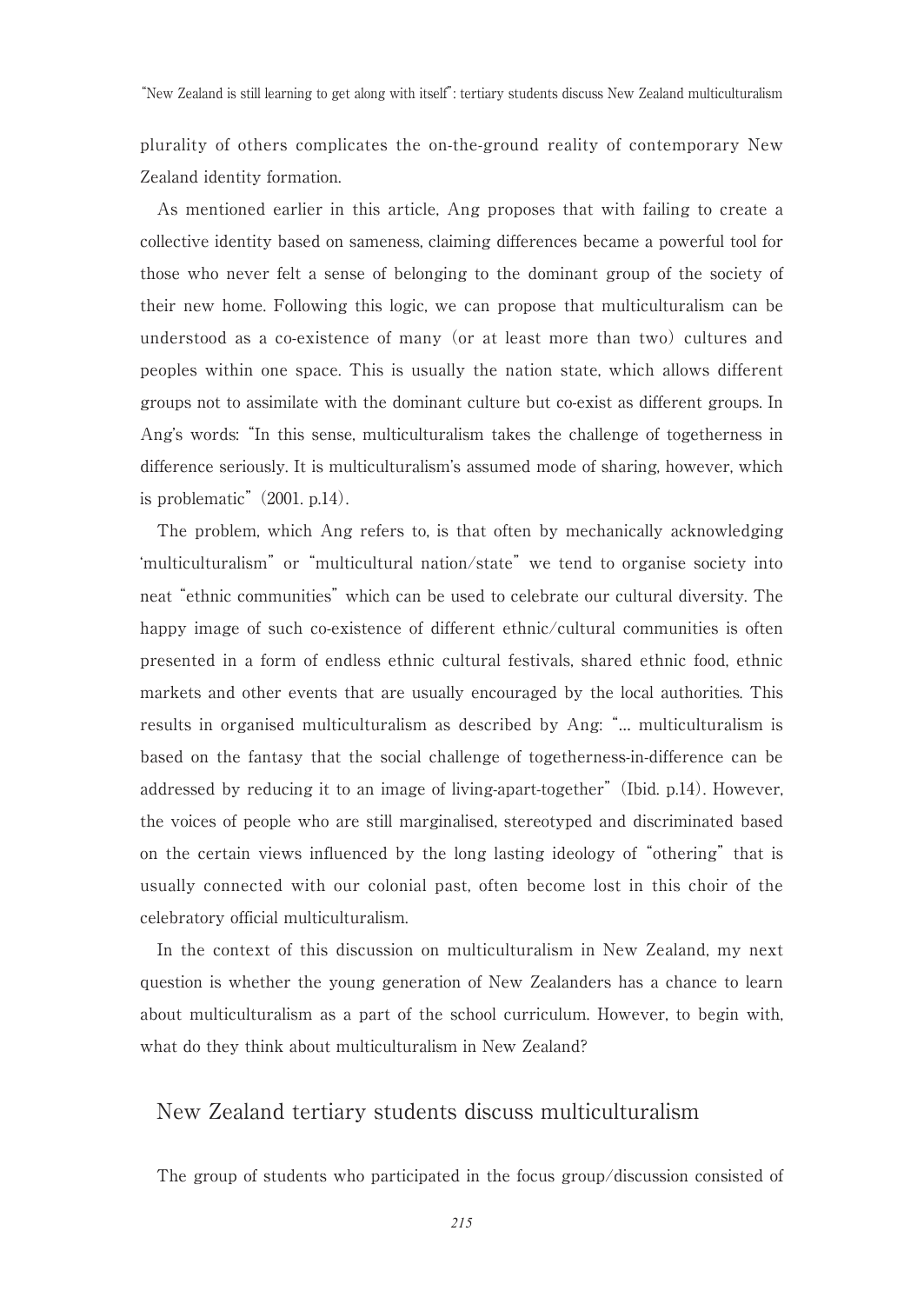plurality of others complicates the on-the-ground reality of contemporary New Zealand identity formation.

As mentioned earlier in this article, Ang proposes that with failing to create a collective identity based on sameness, claiming differences became a powerful tool for those who never felt a sense of belonging to the dominant group of the society of their new home. Following this logic, we can propose that multiculturalism can be understood as a co-existence of many (or at least more than two) cultures and peoples within one space. This is usually the nation state, which allows different groups not to assimilate with the dominant culture but co-exist as different groups. In Ang's words: "In this sense, multiculturalism takes the challenge of togetherness in difference seriously. It is multiculturalism's assumed mode of sharing, however, which is problematic" (2001. p.14).

The problem, which Ang refers to, is that often by mechanically acknowledging 'multiculturalism" or "multicultural nation/state" we tend to organise society into neat "ethnic communities" which can be used to celebrate our cultural diversity. The happy image of such co-existence of different ethnic/cultural communities is often presented in a form of endless ethnic cultural festivals, shared ethnic food, ethnic markets and other events that are usually encouraged by the local authorities. This results in organised multiculturalism as described by Ang: "... multiculturalism is based on the fantasy that the social challenge of togetherness-in-difference can be addressed by reducing it to an image of living-apart-together" (Ibid. p.14). However, the voices of people who are still marginalised, stereotyped and discriminated based on the certain views influenced by the long lasting ideology of "othering" that is usually connected with our colonial past, often become lost in this choir of the celebratory official multiculturalism.

In the context of this discussion on multiculturalism in New Zealand, my next question is whether the young generation of New Zealanders has a chance to learn about multiculturalism as a part of the school curriculum. However, to begin with, what do they think about multiculturalism in New Zealand?

## New Zealand tertiary students discuss multiculturalism

The group of students who participated in the focus group/discussion consisted of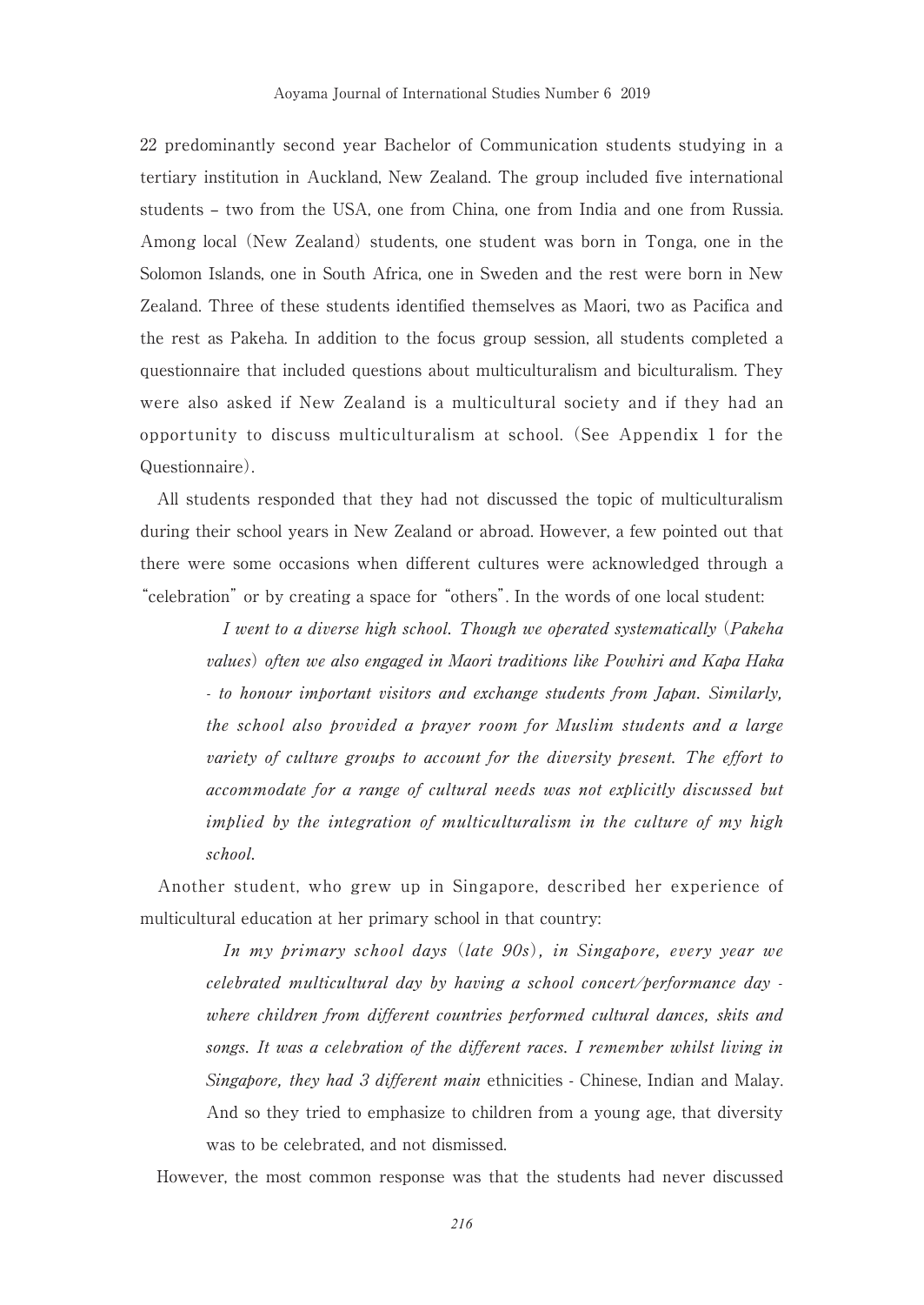22 predominantly second year Bachelor of Communication students studying in a tertiary institution in Auckland, New Zealand. The group included five international students – two from the USA, one from China, one from India and one from Russia. Among local (New Zealand) students, one student was born in Tonga, one in the Solomon Islands, one in South Africa, one in Sweden and the rest were born in New Zealand. Three of these students identified themselves as Maori, two as Pacifica and the rest as Pakeha. In addition to the focus group session, all students completed a questionnaire that included questions about multiculturalism and biculturalism. They were also asked if New Zealand is a multicultural society and if they had an opportunity to discuss multiculturalism at school. (See Appendix 1 for the Questionnaire).

All students responded that they had not discussed the topic of multiculturalism during their school years in New Zealand or abroad. However, a few pointed out that there were some occasions when different cultures were acknowledged through a "celebration" or by creating a space for "others". In the words of one local student:

> *I went to a diverse high school. Though we operated systematically (Pakeha values) often we also engaged in Maori traditions like Powhiri and Kapa Haka - to honour important visitors and exchange students from Japan. Similarly, the school also provided a prayer room for Muslim students and a large variety of culture groups to account for the diversity present. The effort to accommodate for a range of cultural needs was not explicitly discussed but implied by the integration of multiculturalism in the culture of my high school.*

Another student, who grew up in Singapore, described her experience of multicultural education at her primary school in that country:

> *In my primary school days (late 90s), in Singapore, every year we celebrated multicultural day by having a school concert/performance day - where children from different countries performed cultural dances, skits and songs. It was a celebration of the different races. I remember whilst living in Singapore, they had 3 different main* ethnicities - Chinese, Indian and Malay. And so they tried to emphasize to children from a young age, that diversity was to be celebrated, and not dismissed.

However, the most common response was that the students had never discussed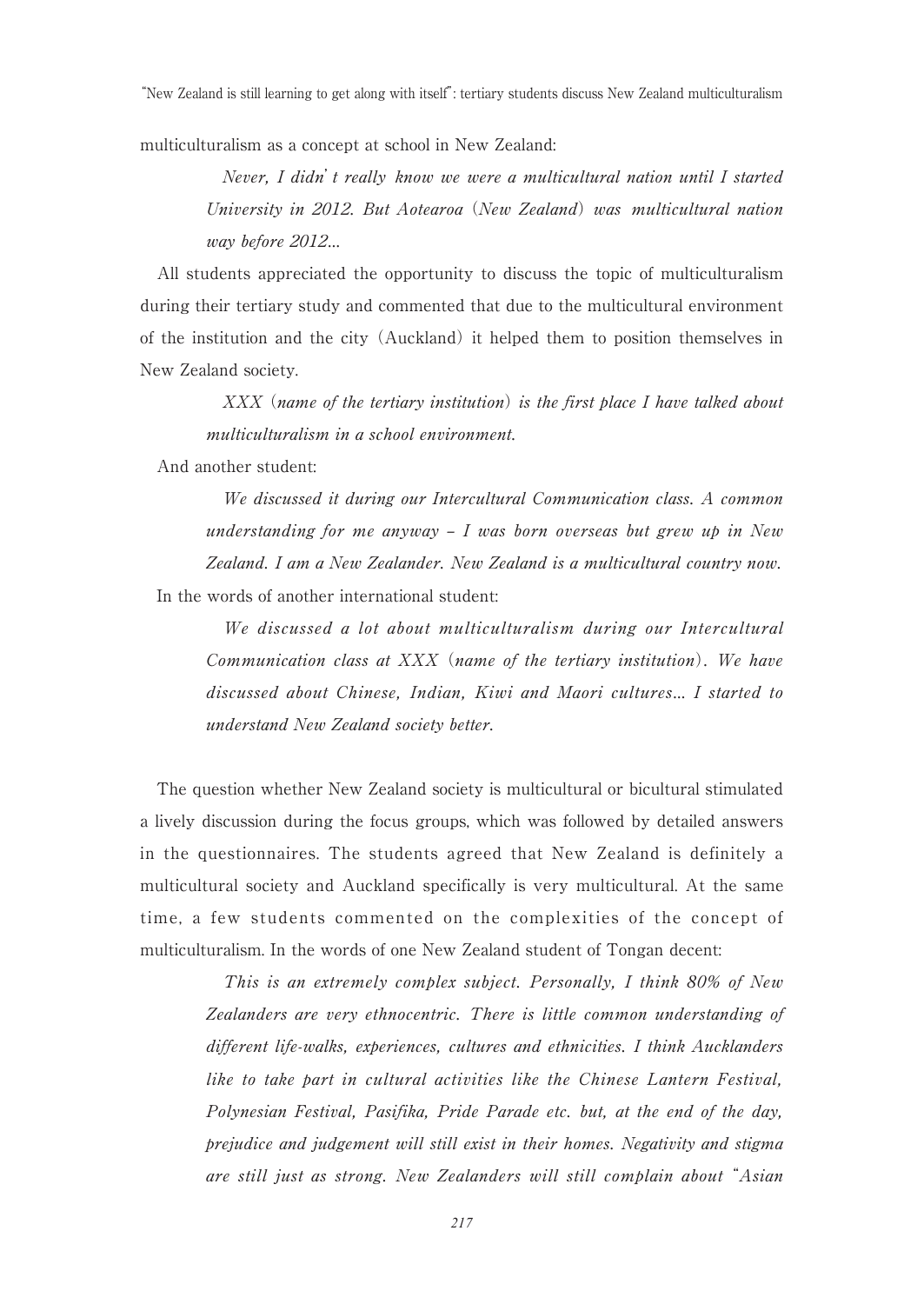multiculturalism as a concept at school in New Zealand:

> *Never, I didn't really know we were a multicultural nation until I started University in 2012. But Aotearoa (New Zealand) was multicultural nation way before 2012...*

All students appreciated the opportunity to discuss the topic of multiculturalism during their tertiary study and commented that due to the multicultural environment of the institution and the city (Auckland) it helped them to position themselves in New Zealand society.

> *XXX (name of the tertiary institution) is the first place I have talked about multiculturalism in a school environment.*

And another student:

> *We discussed it during our Intercultural Communication class. A common understanding for me anyway – I was born overseas but grew up in New Zealand. I am a New Zealander. New Zealand is a multicultural country now.*

In the words of another international student:

> *We discussed a lot about multiculturalism during our Intercultural Communication class at XXX (name of the tertiary institution). We have discussed about Chinese, Indian, Kiwi and Maori cultures... I started to understand New Zealand society better.*

The question whether New Zealand society is multicultural or bicultural stimulated a lively discussion during the focus groups, which was followed by detailed answers in the questionnaires. The students agreed that New Zealand is definitely a multicultural society and Auckland specifically is very multicultural. At the same time, a few students commented on the complexities of the concept of multiculturalism. In the words of one New Zealand student of Tongan decent:

> *This is an extremely complex subject. Personally, I think 80% of New Zealanders are very ethnocentric. There is little common understanding of different life-walks, experiences, cultures and ethnicities. I think Aucklanders like to take part in cultural activities like the Chinese Lantern Festival, Polynesian Festival, Pasifika, Pride Parade etc. but, at the end of the day, prejudice and judgement will still exist in their homes. Negativity and stigma are still just as strong. New Zealanders will still complain about "Asian*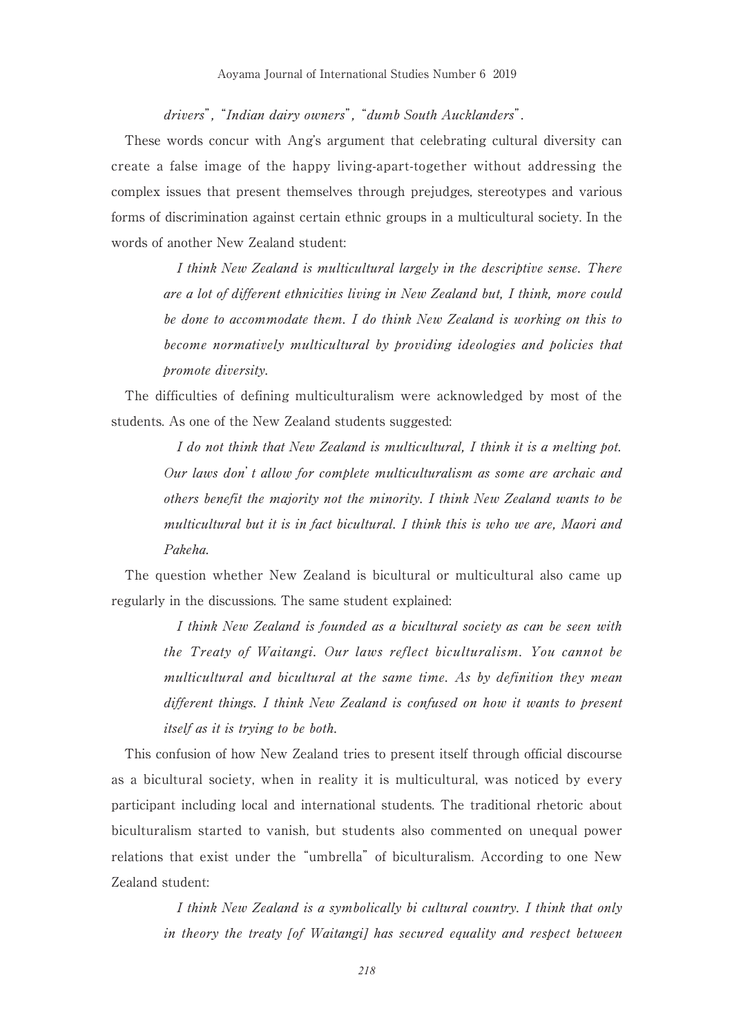*drivers*", "*Indian dairy owners*", "*dumb South Aucklanders*".

These words concur with Ang's argument that celebrating cultural diversity can create a false image of the happy living-apart-together without addressing the complex issues that present themselves through prejudges, stereotypes and various forms of discrimination against certain ethnic groups in a multicultural society. In the words of another New Zealand student:

> *I think New Zealand is multicultural largely in the descriptive sense. There are a lot of different ethnicities living in New Zealand but, I think, more could be done to accommodate them. I do think New Zealand is working on this to become normatively multicultural by providing ideologies and policies that promote diversity.*

The difficulties of defining multiculturalism were acknowledged by most of the students. As one of the New Zealand students suggested:

> *I do not think that New Zealand is multicultural, I think it is a melting pot. Our laws don' t allow for complete multiculturalism as some are archaic and others benefit the majority not the minority. I think New Zealand wants to be multicultural but it is in fact bicultural. I think this is who we are, Maori and Pakeha.*

The question whether New Zealand is bicultural or multicultural also came up regularly in the discussions. The same student explained:

> *I think New Zealand is founded as a bicultural society as can be seen with the Treaty of Waitangi. Our laws reflect biculturalism. You cannot be multicultural and bicultural at the same time. As by definition they mean different things. I think New Zealand is confused on how it wants to present itself as it is trying to be both.*

This confusion of how New Zealand tries to present itself through official discourse as a bicultural society, when in reality it is multicultural, was noticed by every participant including local and international students. The traditional rhetoric about biculturalism started to vanish, but students also commented on unequal power relations that exist under the "umbrella" of biculturalism. According to one New Zealand student:

> *I think New Zealand is a symbolically bi cultural country. I think that only in theory the treaty [of Waitangi] has secured equality and respect between*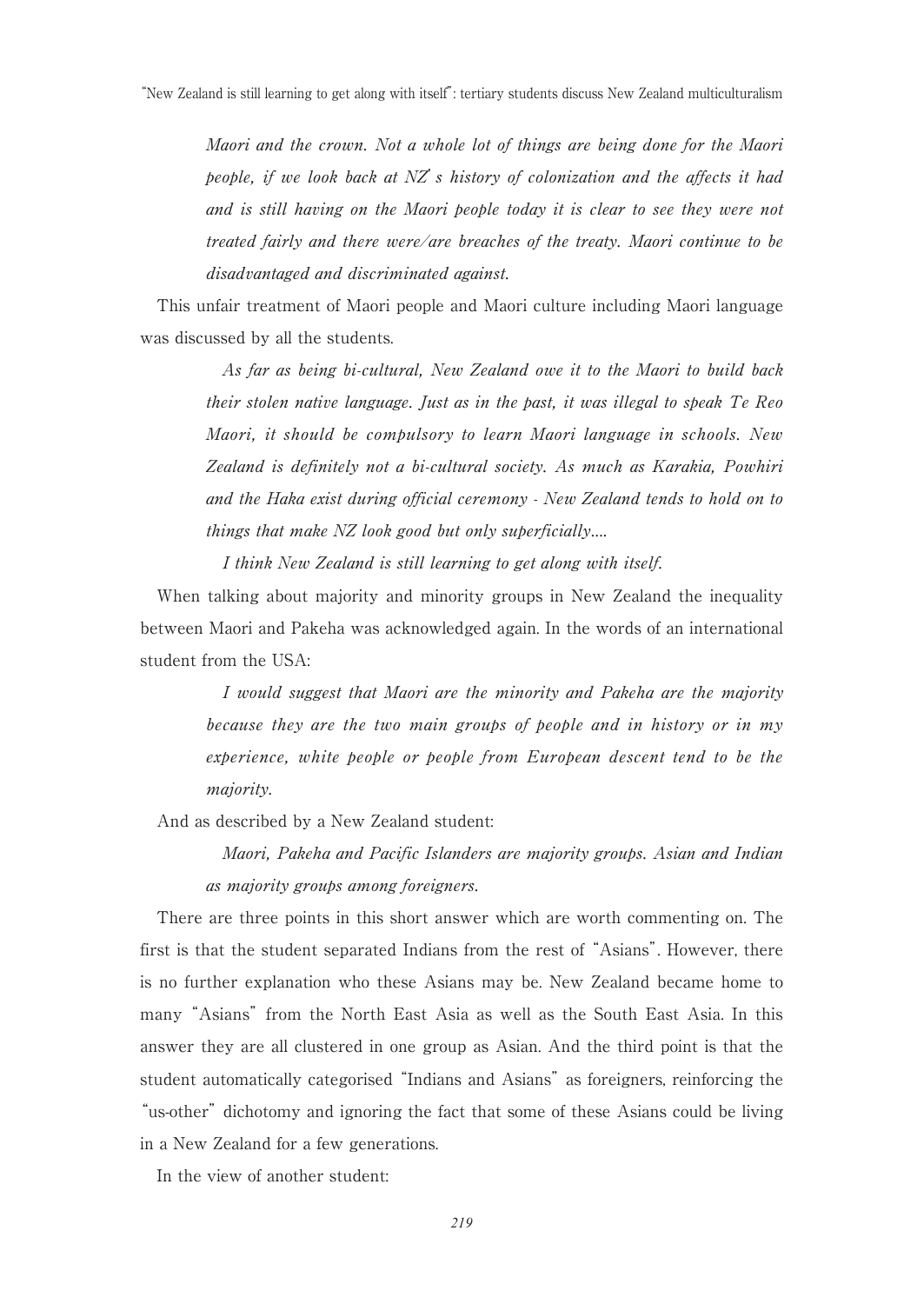*Maori and the crown. Not a whole lot of things are being done for the Maori people, if we look back at NZ's history of colonization and the affects it had and is still having on the Maori people today it is clear to see they were not treated fairly and there were/are breaches of the treaty. Maori continue to be disadvantaged and discriminated against.*

This unfair treatment of Maori people and Maori culture including Maori language was discussed by all the students.

> *As far as being bi-cultural, New Zealand owe it to the Maori to build back their stolen native language. Just as in the past, it was illegal to speak Te Reo Maori, it should be compulsory to learn Maori language in schools. New Zealand is definitely not a bi-cultural society. As much as Karakia, Powhiri and the Haka exist during official ceremony - New Zealand tends to hold on to things that make NZ look good but only superficially....*
>
> *I think New Zealand is still learning to get along with itself.*

When talking about majority and minority groups in New Zealand the inequality between Maori and Pakeha was acknowledged again. In the words of an international student from the USA:

> *I would suggest that Maori are the minority and Pakeha are the majority because they are the two main groups of people and in history or in my experience, white people or people from European descent tend to be the majority.*

And as described by a New Zealand student:

> *Maori, Pakeha and Pacific Islanders are majority groups. Asian and Indian as majority groups among foreigners.*

There are three points in this short answer which are worth commenting on. The first is that the student separated Indians from the rest of "Asians". However, there is no further explanation who these Asians may be. New Zealand became home to many "Asians" from the North East Asia as well as the South East Asia. In this answer they are all clustered in one group as Asian. And the third point is that the student automatically categorised "Indians and Asians" as foreigners, reinforcing the "us-other" dichotomy and ignoring the fact that some of these Asians could be living in a New Zealand for a few generations.

In the view of another student: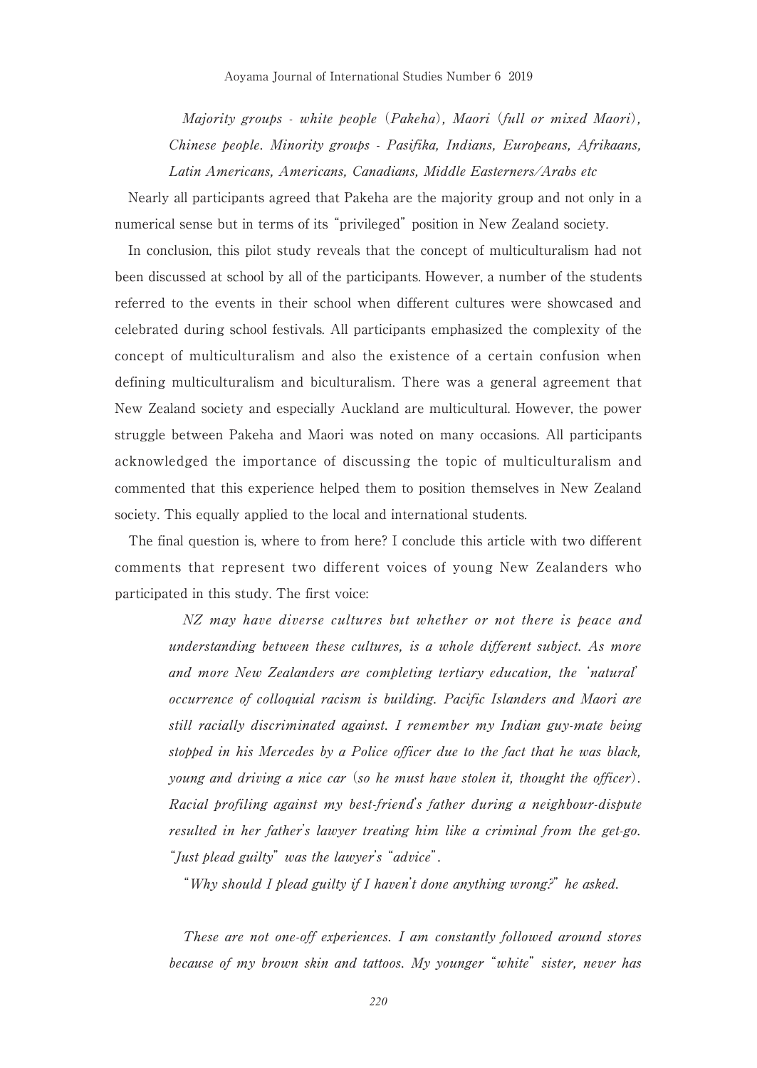*Majority groups - white people (Pakeha), Maori (full or mixed Maori), Chinese people. Minority groups - Pasifika, Indians, Europeans, Afrikaans, Latin Americans, Americans, Canadians, Middle Easterners/Arabs etc*

Nearly all participants agreed that Pakeha are the majority group and not only in a numerical sense but in terms of its "privileged" position in New Zealand society.

In conclusion, this pilot study reveals that the concept of multiculturalism had not been discussed at school by all of the participants. However, a number of the students referred to the events in their school when different cultures were showcased and celebrated during school festivals. All participants emphasized the complexity of the concept of multiculturalism and also the existence of a certain confusion when defining multiculturalism and biculturalism. There was a general agreement that New Zealand society and especially Auckland are multicultural. However, the power struggle between Pakeha and Maori was noted on many occasions. All participants acknowledged the importance of discussing the topic of multiculturalism and commented that this experience helped them to position themselves in New Zealand society. This equally applied to the local and international students.

The final question is, where to from here? I conclude this article with two different comments that represent two different voices of young New Zealanders who participated in this study. The first voice:

> *NZ may have diverse cultures but whether or not there is peace and understanding between these cultures, is a whole different subject. As more and more New Zealanders are completing tertiary education, the 'natural' occurrence of colloquial racism is building. Pacific Islanders and Maori are still racially discriminated against. I remember my Indian guy-mate being stopped in his Mercedes by a Police officer due to the fact that he was black, young and driving a nice car (so he must have stolen it, thought the officer). Racial profiling against my best-friend's father during a neighbour-dispute resulted in her father's lawyer treating him like a criminal from the get-go. "Just plead guilty" was the lawyer's "advice".*
>
> *"Why should I plead guilty if I haven't done anything wrong?" he asked.*
>
> *These are not one-off experiences. I am constantly followed around stores because of my brown skin and tattoos. My younger "white" sister, never has*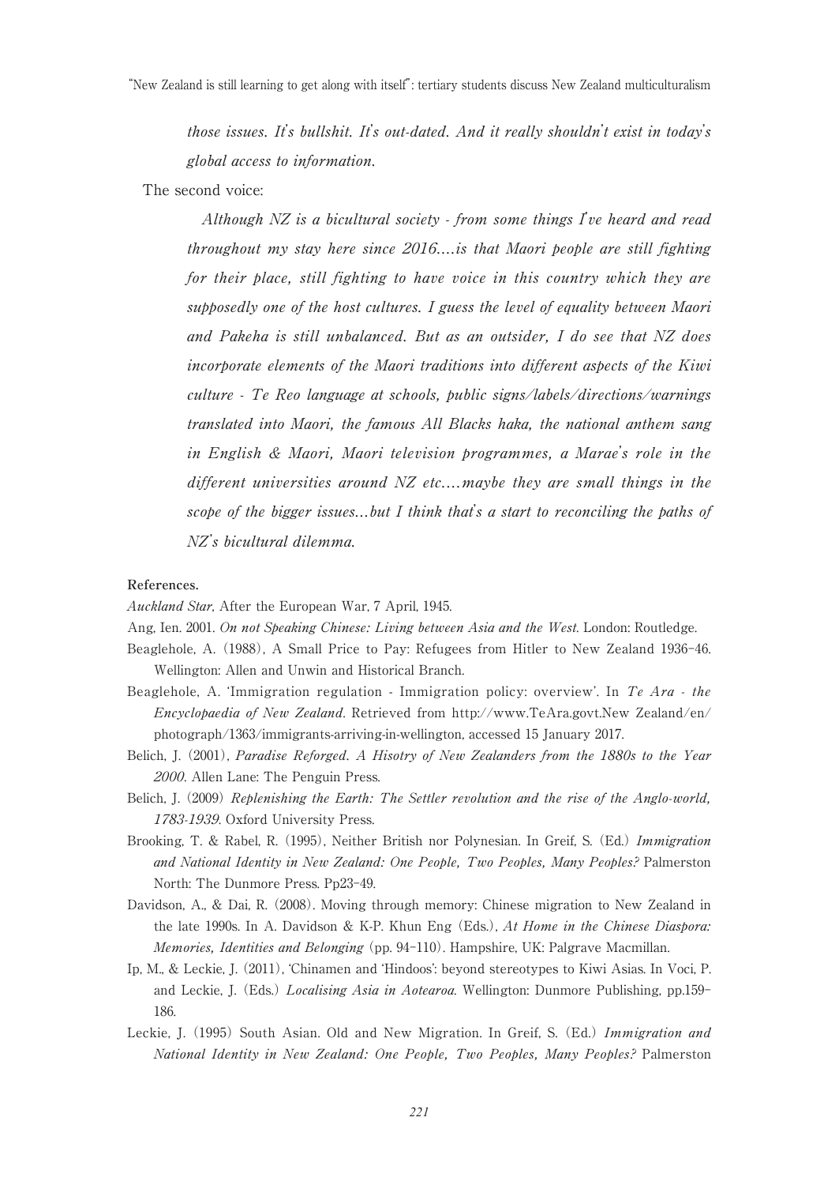> *those issues. It's bullshit. It's out-dated. And it really shouldn't exist in today's global access to information.*

The second voice:

> *Although NZ is a bicultural society - from some things I've heard and read throughout my stay here since 2016....is that Maori people are still fighting for their place, still fighting to have voice in this country which they are supposedly one of the host cultures. I guess the level of equality between Maori and Pakeha is still unbalanced. But as an outsider, I do see that NZ does incorporate elements of the Maori traditions into different aspects of the Kiwi culture - Te Reo language at schools, public signs/labels/directions/warnings translated into Maori, the famous All Blacks haka, the national anthem sang in English & Maori, Maori television programmes, a Marae's role in the different universities around NZ etc....maybe they are small things in the scope of the bigger issues...but I think that's a start to reconciling the paths of NZ's bicultural dilemma.*

**References.**

*Auckland Star*, After the European War, 7 April, 1945.

Ang, Ien. 2001. *On not Speaking Chinese: Living between Asia and the West*. London: Routledge.

Beaglehole, A. (1988), A Small Price to Pay: Refugees from Hitler to New Zealand 1936-46. Wellington: Allen and Unwin and Historical Branch.

Beaglehole, A. 'Immigration regulation - Immigration policy: overview'. In *Te Ara - the Encyclopaedia of New Zealand*. Retrieved from http://www.TeAra.govt.New Zealand/en/photograph/1363/immigrants-arriving-in-wellington, accessed 15 January 2017.

Belich, J. (2001), *Paradise Reforged. A Hisotry of New Zealanders from the 1880s to the Year 2000*. Allen Lane: The Penguin Press.

Belich, J. (2009) *Replenishing the Earth: The Settler revolution and the rise of the Anglo-world, 1783-1939*. Oxford University Press.

Brooking, T. & Rabel, R. (1995), Neither British nor Polynesian. In Greif, S. (Ed.) *Immigration and National Identity in New Zealand: One People, Two Peoples, Many Peoples?* Palmerston North: The Dunmore Press. Pp23-49.

Davidson, A., & Dai, R. (2008). Moving through memory: Chinese migration to New Zealand in the late 1990s. In A. Davidson & K-P. Khun Eng (Eds.), *At Home in the Chinese Diaspora: Memories, Identities and Belonging* (pp. 94-110). Hampshire, UK: Palgrave Macmillan.

Ip, M., & Leckie, J. (2011), 'Chinamen and 'Hindoos': beyond stereotypes to Kiwi Asias. In Voci, P. and Leckie, J. (Eds.) *Localising Asia in Aotearoa*. Wellington: Dunmore Publishing, pp.159-186.

Leckie, J. (1995) South Asian. Old and New Migration. In Greif, S. (Ed.) *Immigration and National Identity in New Zealand: One People, Two Peoples, Many Peoples?* Palmerston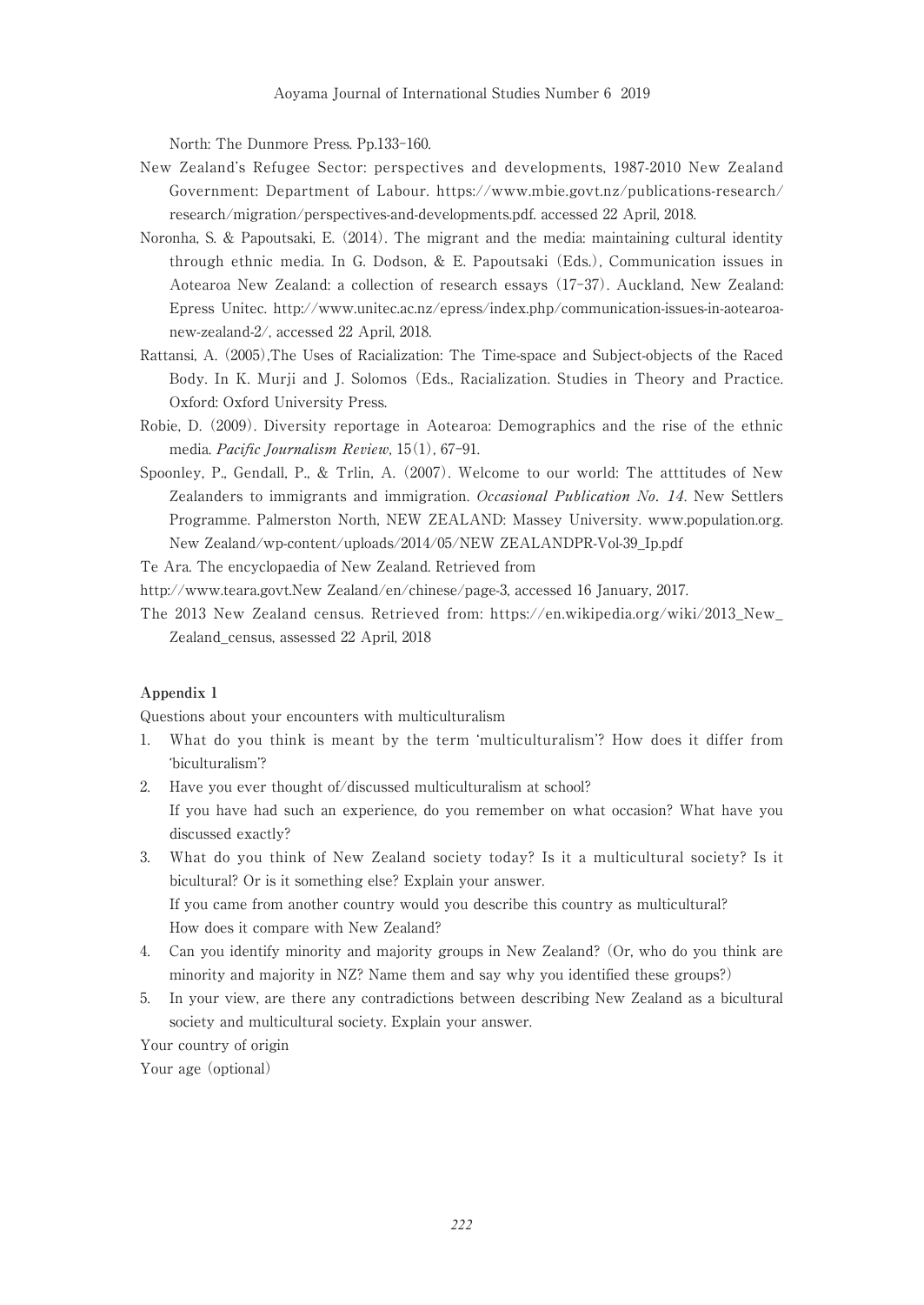North: The Dunmore Press. Pp.133-160.

New Zealand's Refugee Sector: perspectives and developments, 1987-2010 New Zealand Government: Department of Labour. https://www.mbie.govt.nz/publications-research/research/migration/perspectives-and-developments.pdf. accessed 22 April, 2018.

Noronha, S. & Papoutsaki, E. (2014). The migrant and the media: maintaining cultural identity through ethnic media. In G. Dodson, & E. Papoutsaki (Eds.), Communication issues in Aotearoa New Zealand: a collection of research essays (17-37). Auckland, New Zealand: Epress Unitec. http://www.unitec.ac.nz/epress/index.php/communication-issues-in-aotearoa-new-zealand-2/, accessed 22 April, 2018.

Rattansi, A. (2005),The Uses of Racialization: The Time-space and Subject-objects of the Raced Body. In K. Murji and J. Solomos (Eds., Racialization. Studies in Theory and Practice. Oxford: Oxford University Press.

Robie, D. (2009). Diversity reportage in Aotearoa: Demographics and the rise of the ethnic media. *Pacific Journalism Review*, 15(1), 67-91.

Spoonley, P., Gendall, P., & Trlin, A. (2007). Welcome to our world: The atttitudes of New Zealanders to immigrants and immigration. *Occasional Publication No. 14*. New Settlers Programme. Palmerston North, NEW ZEALAND: Massey University. www.population.org.New Zealand/wp-content/uploads/2014/05/NEW ZEALANDPR-Vol-39_Ip.pdf

Te Ara. The encyclopaedia of New Zealand. Retrieved from

http://www.teara.govt.New Zealand/en/chinese/page-3, accessed 16 January, 2017.

The 2013 New Zealand census. Retrieved from: https://en.wikipedia.org/wiki/2013_New_Zealand_census, assessed 22 April, 2018

**Appendix 1**

Questions about your encounters with multiculturalism

1. What do you think is meant by the term 'multiculturalism'? How does it differ from 'biculturalism'?
2. Have you ever thought of/discussed multiculturalism at school?
   If you have had such an experience, do you remember on what occasion? What have you discussed exactly?
3. What do you think of New Zealand society today? Is it a multicultural society? Is it bicultural? Or is it something else? Explain your answer.
   If you came from another country would you describe this country as multicultural?
   How does it compare with New Zealand?
4. Can you identify minority and majority groups in New Zealand? (Or, who do you think are minority and majority in NZ? Name them and say why you identified these groups?)
5. In your view, are there any contradictions between describing New Zealand as a bicultural society and multicultural society. Explain your answer.

Your country of origin

Your age (optional)